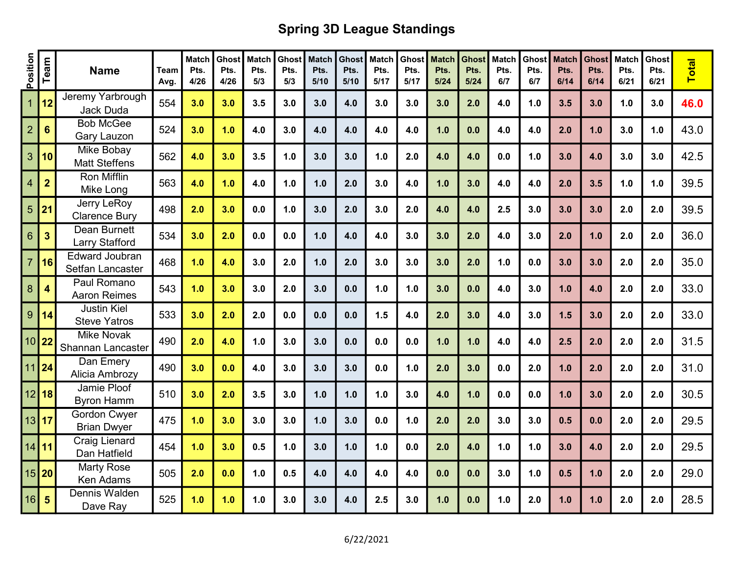# Spring 3D League Standings

| Position | Team | Name | Team Avg. | Match Pts. 4/26 | Ghost Pts. 4/26 | Match Pts. 5/3 | Ghost Pts. 5/3 | Match Pts. 5/10 | Ghost Pts. 5/10 | Match Pts. 5/17 | Ghost Pts. 5/17 | Match Pts. 5/24 | Ghost Pts. 5/24 | Match Pts. 6/7 | Ghost Pts. 6/7 | Match Pts. 6/14 | Ghost Pts. 6/14 | Match Pts. 6/21 | Ghost Pts. 6/21 | Total |
|---|---|---|---|---|---|---|---|---|---|---|---|---|---|---|---|---|---|---|---|---|
| 1 | 12 | Jeremy Yarbrough<br>Jack Duda | 554 | 3.0 | 3.0 | 3.5 | 3.0 | 3.0 | 4.0 | 3.0 | 3.0 | 3.0 | 2.0 | 4.0 | 1.0 | 3.5 | 3.0 | 1.0 | 3.0 | 46.0 |
| 2 | 6 | Bob McGee<br>Gary Lauzon | 524 | 3.0 | 1.0 | 4.0 | 3.0 | 4.0 | 4.0 | 4.0 | 4.0 | 1.0 | 0.0 | 4.0 | 4.0 | 2.0 | 1.0 | 3.0 | 1.0 | 43.0 |
| 3 | 10 | Mike Bobay<br>Matt Steffens | 562 | 4.0 | 3.0 | 3.5 | 1.0 | 3.0 | 3.0 | 1.0 | 2.0 | 4.0 | 4.0 | 0.0 | 1.0 | 3.0 | 4.0 | 3.0 | 3.0 | 42.5 |
| 4 | 2 | Ron Mifflin<br>Mike Long | 563 | 4.0 | 1.0 | 4.0 | 1.0 | 1.0 | 2.0 | 3.0 | 4.0 | 1.0 | 3.0 | 4.0 | 4.0 | 2.0 | 3.5 | 1.0 | 1.0 | 39.5 |
| 5 | 21 | Jerry LeRoy<br>Clarence Bury | 498 | 2.0 | 3.0 | 0.0 | 1.0 | 3.0 | 2.0 | 3.0 | 2.0 | 4.0 | 4.0 | 2.5 | 3.0 | 3.0 | 3.0 | 2.0 | 2.0 | 39.5 |
| 6 | 3 | Dean Burnett<br>Larry Stafford | 534 | 3.0 | 2.0 | 0.0 | 0.0 | 1.0 | 4.0 | 4.0 | 3.0 | 3.0 | 2.0 | 4.0 | 3.0 | 2.0 | 1.0 | 2.0 | 2.0 | 36.0 |
| 7 | 16 | Edward Joubran<br>Setfan Lancaster | 468 | 1.0 | 4.0 | 3.0 | 2.0 | 1.0 | 2.0 | 3.0 | 3.0 | 3.0 | 2.0 | 1.0 | 0.0 | 3.0 | 3.0 | 2.0 | 2.0 | 35.0 |
| 8 | 4 | Paul Romano<br>Aaron Reimes | 543 | 1.0 | 3.0 | 3.0 | 2.0 | 3.0 | 0.0 | 1.0 | 1.0 | 3.0 | 0.0 | 4.0 | 3.0 | 1.0 | 4.0 | 2.0 | 2.0 | 33.0 |
| 9 | 14 | Justin Kiel<br>Steve Yatros | 533 | 3.0 | 2.0 | 2.0 | 0.0 | 0.0 | 0.0 | 1.5 | 4.0 | 2.0 | 3.0 | 4.0 | 3.0 | 1.5 | 3.0 | 2.0 | 2.0 | 33.0 |
| 10 | 22 | Mike Novak<br>Shannan Lancaster | 490 | 2.0 | 4.0 | 1.0 | 3.0 | 3.0 | 0.0 | 0.0 | 0.0 | 1.0 | 1.0 | 4.0 | 4.0 | 2.5 | 2.0 | 2.0 | 2.0 | 31.5 |
| 11 | 24 | Dan Emery<br>Alicia Ambrozy | 490 | 3.0 | 0.0 | 4.0 | 3.0 | 3.0 | 3.0 | 0.0 | 1.0 | 2.0 | 3.0 | 0.0 | 2.0 | 1.0 | 2.0 | 2.0 | 2.0 | 31.0 |
| 12 | 18 | Jamie Ploof<br>Byron Hamm | 510 | 3.0 | 2.0 | 3.5 | 3.0 | 1.0 | 1.0 | 1.0 | 3.0 | 4.0 | 1.0 | 0.0 | 0.0 | 1.0 | 3.0 | 2.0 | 2.0 | 30.5 |
| 13 | 17 | Gordon Cwyer<br>Brian Dwyer | 475 | 1.0 | 3.0 | 3.0 | 3.0 | 1.0 | 3.0 | 0.0 | 1.0 | 2.0 | 2.0 | 3.0 | 3.0 | 0.5 | 0.0 | 2.0 | 2.0 | 29.5 |
| 14 | 11 | Craig Lienard<br>Dan Hatfield | 454 | 1.0 | 3.0 | 0.5 | 1.0 | 3.0 | 1.0 | 1.0 | 0.0 | 2.0 | 4.0 | 1.0 | 1.0 | 3.0 | 4.0 | 2.0 | 2.0 | 29.5 |
| 15 | 20 | Marty Rose<br>Ken Adams | 505 | 2.0 | 0.0 | 1.0 | 0.5 | 4.0 | 4.0 | 4.0 | 4.0 | 0.0 | 0.0 | 3.0 | 1.0 | 0.5 | 1.0 | 2.0 | 2.0 | 29.0 |
| 16 | 5 | Dennis Walden<br>Dave Ray | 525 | 1.0 | 1.0 | 1.0 | 3.0 | 3.0 | 4.0 | 2.5 | 3.0 | 1.0 | 0.0 | 1.0 | 2.0 | 1.0 | 1.0 | 2.0 | 2.0 | 28.5 |

6/22/2021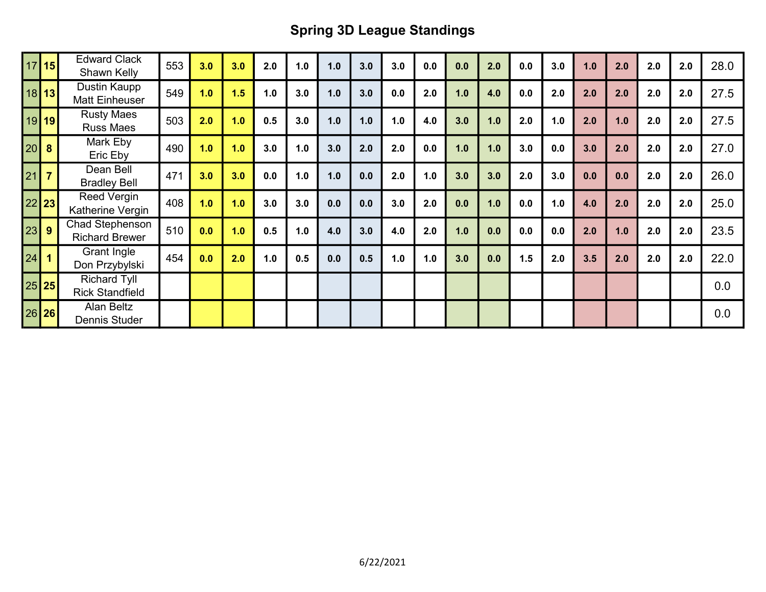# Spring 3D League Standings

| | | | | | | | | | | | | | | | | | | | | |
|---|---|---|---|---|---|---|---|---|---|---|---|---|---|---|---|---|---|---|---|---|
| 17 | **15** | Edward Clack<br>Shawn Kelly | 553 | **3.0** | **3.0** | **2.0** | **1.0** | **1.0** | **3.0** | **3.0** | **0.0** | **0.0** | **2.0** | **0.0** | **3.0** | **1.0** | **2.0** | **2.0** | **2.0** | 28.0 |
| 18 | **13** | Dustin Kaupp<br>Matt Einheuser | 549 | **1.0** | **1.5** | **1.0** | **3.0** | **1.0** | **3.0** | **0.0** | **2.0** | **1.0** | **4.0** | **0.0** | **2.0** | **2.0** | **2.0** | **2.0** | **2.0** | 27.5 |
| 19 | **19** | Rusty Maes<br>Russ Maes | 503 | **2.0** | **1.0** | **0.5** | **3.0** | **1.0** | **1.0** | **1.0** | **4.0** | **3.0** | **1.0** | **2.0** | **1.0** | **2.0** | **1.0** | **2.0** | **2.0** | 27.5 |
| 20 | **8** | Mark Eby<br>Eric Eby | 490 | **1.0** | **1.0** | **3.0** | **1.0** | **3.0** | **2.0** | **2.0** | **0.0** | **1.0** | **1.0** | **3.0** | **0.0** | **3.0** | **2.0** | **2.0** | **2.0** | 27.0 |
| 21 | **7** | Dean Bell<br>Bradley Bell | 471 | **3.0** | **3.0** | **0.0** | **1.0** | **1.0** | **0.0** | **2.0** | **1.0** | **3.0** | **3.0** | **2.0** | **3.0** | **0.0** | **0.0** | **2.0** | **2.0** | 26.0 |
| 22 | **23** | Reed Vergin<br>Katherine Vergin | 408 | **1.0** | **1.0** | **3.0** | **3.0** | **0.0** | **0.0** | **3.0** | **2.0** | **0.0** | **1.0** | **0.0** | **1.0** | **4.0** | **2.0** | **2.0** | **2.0** | 25.0 |
| 23 | **9** | Chad Stephenson<br>Richard Brewer | 510 | **0.0** | **1.0** | **0.5** | **1.0** | **4.0** | **3.0** | **4.0** | **2.0** | **1.0** | **0.0** | **0.0** | **0.0** | **2.0** | **1.0** | **2.0** | **2.0** | 23.5 |
| 24 | **1** | Grant Ingle<br>Don Przybylski | 454 | **0.0** | **2.0** | **1.0** | **0.5** | **0.0** | **0.5** | **1.0** | **1.0** | **3.0** | **0.0** | **1.5** | **2.0** | **3.5** | **2.0** | **2.0** | **2.0** | 22.0 |
| 25 | **25** | Richard Tyll<br>Rick Standfield | | | | | | | | | | | | | | | | | | 0.0 |
| 26 | **26** | Alan Beltz<br>Dennis Studer | | | | | | | | | | | | | | | | | | 0.0 |

6/22/2021